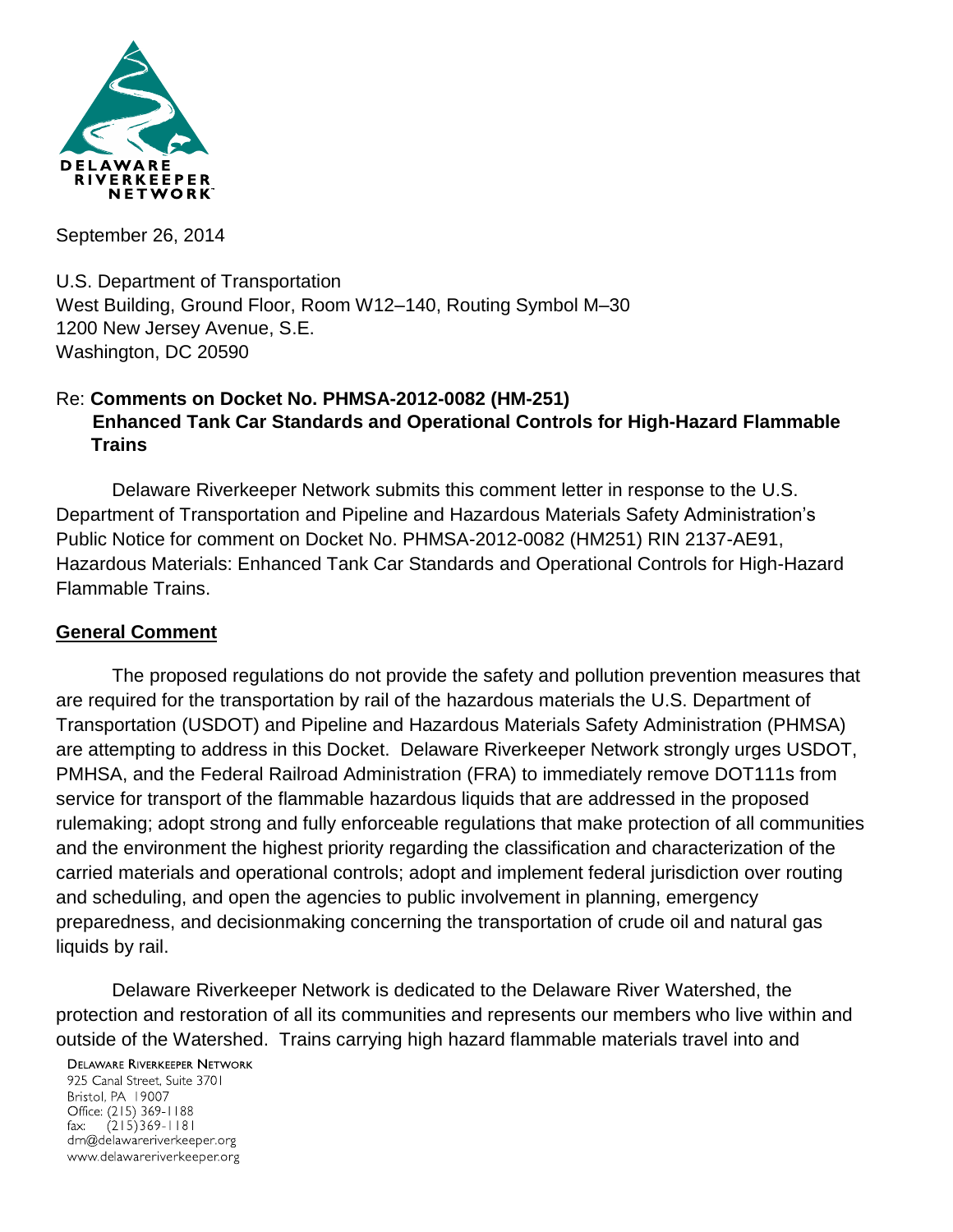DELAWARE RIVERKEEPER NETWORK

September 26, 2014

U.S. Department of Transportation
West Building, Ground Floor, Room W12–140, Routing Symbol M–30
1200 New Jersey Avenue, S.E.
Washington, DC 20590

Re: **Comments on Docket No. PHMSA-2012-0082 (HM-251) Enhanced Tank Car Standards and Operational Controls for High-Hazard Flammable Trains**

Delaware Riverkeeper Network submits this comment letter in response to the U.S. Department of Transportation and Pipeline and Hazardous Materials Safety Administration's Public Notice for comment on Docket No. PHMSA-2012-0082 (HM251) RIN 2137-AE91, Hazardous Materials: Enhanced Tank Car Standards and Operational Controls for High-Hazard Flammable Trains.

## General Comment

The proposed regulations do not provide the safety and pollution prevention measures that are required for the transportation by rail of the hazardous materials the U.S. Department of Transportation (USDOT) and Pipeline and Hazardous Materials Safety Administration (PHMSA) are attempting to address in this Docket. Delaware Riverkeeper Network strongly urges USDOT, PMHSA, and the Federal Railroad Administration (FRA) to immediately remove DOT111s from service for transport of the flammable hazardous liquids that are addressed in the proposed rulemaking; adopt strong and fully enforceable regulations that make protection of all communities and the environment the highest priority regarding the classification and characterization of the carried materials and operational controls; adopt and implement federal jurisdiction over routing and scheduling, and open the agencies to public involvement in planning, emergency preparedness, and decisionmaking concerning the transportation of crude oil and natural gas liquids by rail.

Delaware Riverkeeper Network is dedicated to the Delaware River Watershed, the protection and restoration of all its communities and represents our members who live within and outside of the Watershed. Trains carrying high hazard flammable materials travel into and

DELAWARE RIVERKEEPER NETWORK
925 Canal Street, Suite 3701
Bristol, PA 19007
Office: (215) 369-1188
fax: (215)369-1181
drn@delawareriverkeeper.org
www.delawareriverkeeper.org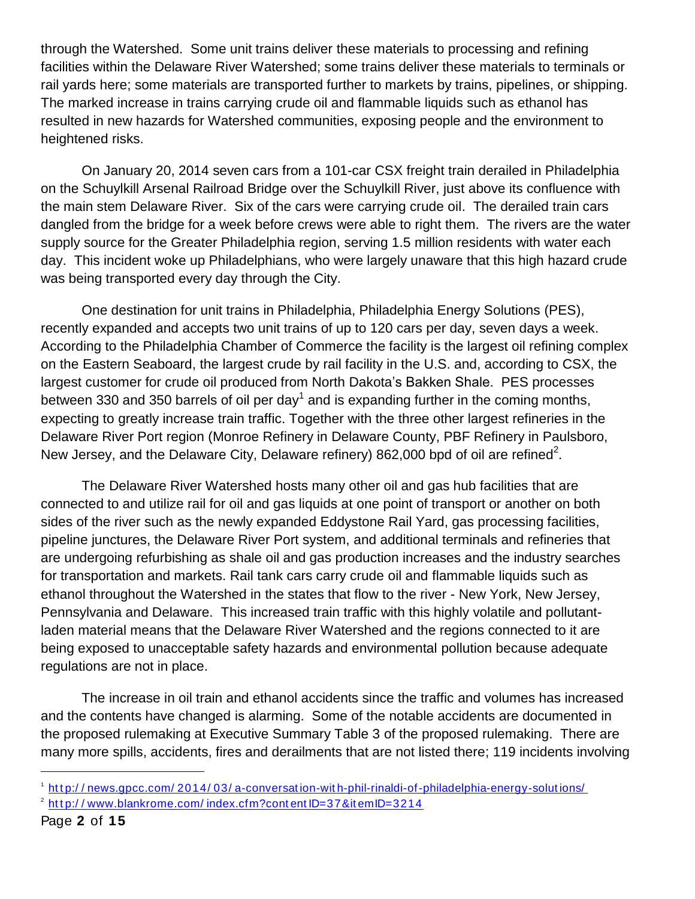through the Watershed. Some unit trains deliver these materials to processing and refining facilities within the Delaware River Watershed; some trains deliver these materials to terminals or rail yards here; some materials are transported further to markets by trains, pipelines, or shipping. The marked increase in trains carrying crude oil and flammable liquids such as ethanol has resulted in new hazards for Watershed communities, exposing people and the environment to heightened risks.

On January 20, 2014 seven cars from a 101-car CSX freight train derailed in Philadelphia on the Schuylkill Arsenal Railroad Bridge over the Schuylkill River, just above its confluence with the main stem Delaware River. Six of the cars were carrying crude oil. The derailed train cars dangled from the bridge for a week before crews were able to right them. The rivers are the water supply source for the Greater Philadelphia region, serving 1.5 million residents with water each day. This incident woke up Philadelphians, who were largely unaware that this high hazard crude was being transported every day through the City.

One destination for unit trains in Philadelphia, Philadelphia Energy Solutions (PES), recently expanded and accepts two unit trains of up to 120 cars per day, seven days a week. According to the Philadelphia Chamber of Commerce the facility is the largest oil refining complex on the Eastern Seaboard, the largest crude by rail facility in the U.S. and, according to CSX, the largest customer for crude oil produced from North Dakota's Bakken Shale. PES processes between 330 and 350 barrels of oil per day[1] and is expanding further in the coming months, expecting to greatly increase train traffic. Together with the three other largest refineries in the Delaware River Port region (Monroe Refinery in Delaware County, PBF Refinery in Paulsboro, New Jersey, and the Delaware City, Delaware refinery) 862,000 bpd of oil are refined[2].

The Delaware River Watershed hosts many other oil and gas hub facilities that are connected to and utilize rail for oil and gas liquids at one point of transport or another on both sides of the river such as the newly expanded Eddystone Rail Yard, gas processing facilities, pipeline junctures, the Delaware River Port system, and additional terminals and refineries that are undergoing refurbishing as shale oil and gas production increases and the industry searches for transportation and markets. Rail tank cars carry crude oil and flammable liquids such as ethanol throughout the Watershed in the states that flow to the river - New York, New Jersey, Pennsylvania and Delaware. This increased train traffic with this highly volatile and pollutant-laden material means that the Delaware River Watershed and the regions connected to it are being exposed to unacceptable safety hazards and environmental pollution because adequate regulations are not in place.

The increase in oil train and ethanol accidents since the traffic and volumes has increased and the contents have changed is alarming. Some of the notable accidents are documented in the proposed rulemaking at Executive Summary Table 3 of the proposed rulemaking. There are many more spills, accidents, fires and derailments that are not listed there; 119 incidents involving

---

[1] http://news.gpcc.com/2014/03/a-conversation-with-phil-rinaldi-of-philadelphia-energy-solutions/

[2] http://www.blankrome.com/index.cfm?contentID=37&itemID=3214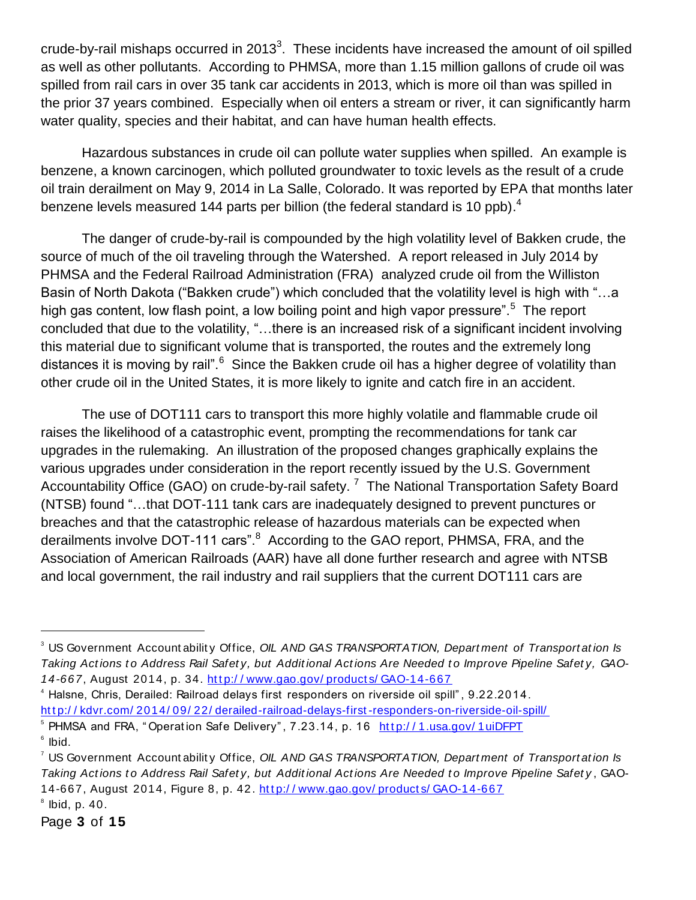crude-by-rail mishaps occurred in 2013[3]. These incidents have increased the amount of oil spilled as well as other pollutants. According to PHMSA, more than 1.15 million gallons of crude oil was spilled from rail cars in over 35 tank car accidents in 2013, which is more oil than was spilled in the prior 37 years combined. Especially when oil enters a stream or river, it can significantly harm water quality, species and their habitat, and can have human health effects.

Hazardous substances in crude oil can pollute water supplies when spilled. An example is benzene, a known carcinogen, which polluted groundwater to toxic levels as the result of a crude oil train derailment on May 9, 2014 in La Salle, Colorado. It was reported by EPA that months later benzene levels measured 144 parts per billion (the federal standard is 10 ppb).[4]

The danger of crude-by-rail is compounded by the high volatility level of Bakken crude, the source of much of the oil traveling through the Watershed. A report released in July 2014 by PHMSA and the Federal Railroad Administration (FRA) analyzed crude oil from the Williston Basin of North Dakota ("Bakken crude") which concluded that the volatility level is high with "…a high gas content, low flash point, a low boiling point and high vapor pressure".[5] The report concluded that due to the volatility, "…there is an increased risk of a significant incident involving this material due to significant volume that is transported, the routes and the extremely long distances it is moving by rail".[6] Since the Bakken crude oil has a higher degree of volatility than other crude oil in the United States, it is more likely to ignite and catch fire in an accident.

The use of DOT111 cars to transport this more highly volatile and flammable crude oil raises the likelihood of a catastrophic event, prompting the recommendations for tank car upgrades in the rulemaking. An illustration of the proposed changes graphically explains the various upgrades under consideration in the report recently issued by the U.S. Government Accountability Office (GAO) on crude-by-rail safety.[7] The National Transportation Safety Board (NTSB) found "…that DOT-111 tank cars are inadequately designed to prevent punctures or breaches and that the catastrophic release of hazardous materials can be expected when derailments involve DOT-111 cars".[8] According to the GAO report, PHMSA, FRA, and the Association of American Railroads (AAR) have all done further research and agree with NTSB and local government, the rail industry and rail suppliers that the current DOT111 cars are

---

[3] US Government Accountability Office, *OIL AND GAS TRANSPORTATION, Department of Transportation Is Taking Actions to Address Rail Safety, but Additional Actions Are Needed to Improve Pipeline Safety, GAO-14-667*, August 2014, p. 34. http://www.gao.gov/products/GAO-14-667

[4] Halsne, Chris, Derailed: Railroad delays first responders on riverside oil spill", 9.22.2014. http://kdvr.com/2014/09/22/derailed-railroad-delays-first-responders-on-riverside-oil-spill/

[5] PHMSA and FRA, "Operation Safe Delivery", 7.23.14, p. 16 http://1.usa.gov/1uiDFPT

[6] Ibid.

[7] US Government Accountability Office, *OIL AND GAS TRANSPORTATION, Department of Transportation Is Taking Actions to Address Rail Safety, but Additional Actions Are Needed to Improve Pipeline Safety*, GAO-14-667, August 2014, Figure 8, p. 42. http://www.gao.gov/products/GAO-14-667

[8] Ibid, p. 40.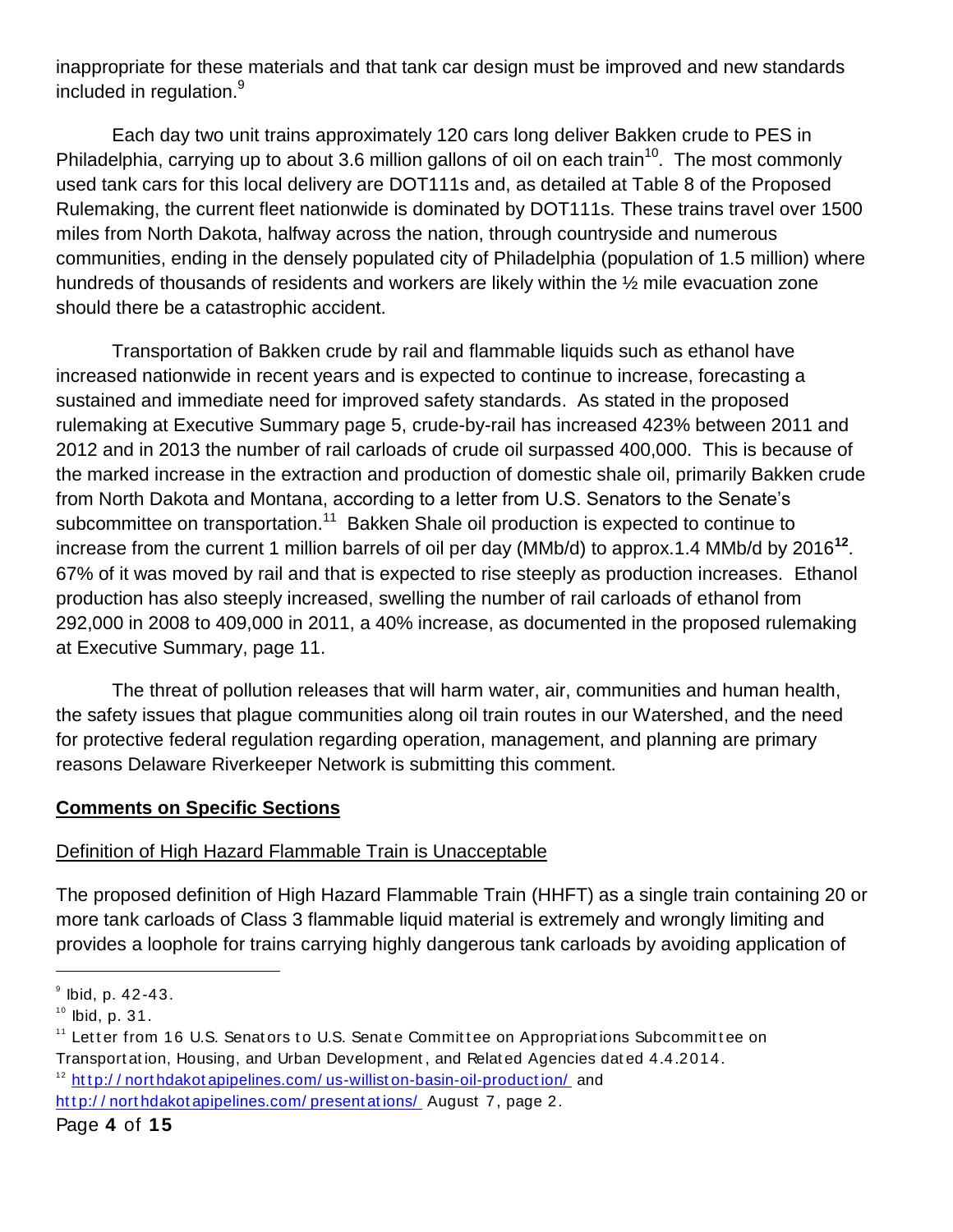inappropriate for these materials and that tank car design must be improved and new standards included in regulation.[9]

Each day two unit trains approximately 120 cars long deliver Bakken crude to PES in Philadelphia, carrying up to about 3.6 million gallons of oil on each train[10]. The most commonly used tank cars for this local delivery are DOT111s and, as detailed at Table 8 of the Proposed Rulemaking, the current fleet nationwide is dominated by DOT111s. These trains travel over 1500 miles from North Dakota, halfway across the nation, through countryside and numerous communities, ending in the densely populated city of Philadelphia (population of 1.5 million) where hundreds of thousands of residents and workers are likely within the ½ mile evacuation zone should there be a catastrophic accident.

Transportation of Bakken crude by rail and flammable liquids such as ethanol have increased nationwide in recent years and is expected to continue to increase, forecasting a sustained and immediate need for improved safety standards. As stated in the proposed rulemaking at Executive Summary page 5, crude-by-rail has increased 423% between 2011 and 2012 and in 2013 the number of rail carloads of crude oil surpassed 400,000. This is because of the marked increase in the extraction and production of domestic shale oil, primarily Bakken crude from North Dakota and Montana, according to a letter from U.S. Senators to the Senate's subcommittee on transportation.[11] Bakken Shale oil production is expected to continue to increase from the current 1 million barrels of oil per day (MMb/d) to approx.1.4 MMb/d by 2016[12]. 67% of it was moved by rail and that is expected to rise steeply as production increases. Ethanol production has also steeply increased, swelling the number of rail carloads of ethanol from 292,000 in 2008 to 409,000 in 2011, a 40% increase, as documented in the proposed rulemaking at Executive Summary, page 11.

The threat of pollution releases that will harm water, air, communities and human health, the safety issues that plague communities along oil train routes in our Watershed, and the need for protective federal regulation regarding operation, management, and planning are primary reasons Delaware Riverkeeper Network is submitting this comment.

## Comments on Specific Sections

### Definition of High Hazard Flammable Train is Unacceptable

The proposed definition of High Hazard Flammable Train (HHFT) as a single train containing 20 or more tank carloads of Class 3 flammable liquid material is extremely and wrongly limiting and provides a loophole for trains carrying highly dangerous tank carloads by avoiding application of

---

[9] Ibid, p. 42-43.

[10] Ibid, p. 31.

[11] Letter from 16 U.S. Senators to U.S. Senate Committee on Appropriations Subcommittee on Transportation, Housing, and Urban Development, and Related Agencies dated 4.4.2014.

[12] http://northdakotapipelines.com/us-williston-basin-oil-production/ and http://northdakotapipelines.com/presentations/ August 7, page 2.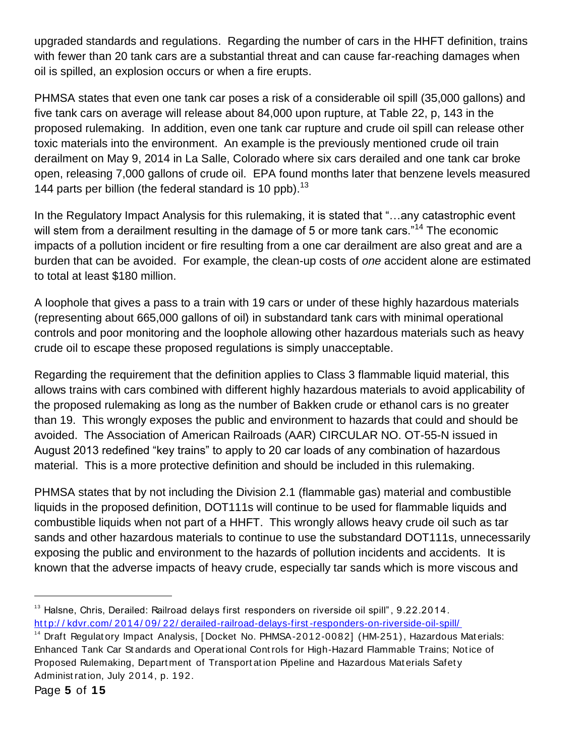upgraded standards and regulations. Regarding the number of cars in the HHFT definition, trains with fewer than 20 tank cars are a substantial threat and can cause far-reaching damages when oil is spilled, an explosion occurs or when a fire erupts.

PHMSA states that even one tank car poses a risk of a considerable oil spill (35,000 gallons) and five tank cars on average will release about 84,000 upon rupture, at Table 22, p, 143 in the proposed rulemaking. In addition, even one tank car rupture and crude oil spill can release other toxic materials into the environment. An example is the previously mentioned crude oil train derailment on May 9, 2014 in La Salle, Colorado where six cars derailed and one tank car broke open, releasing 7,000 gallons of crude oil. EPA found months later that benzene levels measured 144 parts per billion (the federal standard is 10 ppb).[13]

In the Regulatory Impact Analysis for this rulemaking, it is stated that "…any catastrophic event will stem from a derailment resulting in the damage of 5 or more tank cars."[14] The economic impacts of a pollution incident or fire resulting from a one car derailment are also great and are a burden that can be avoided. For example, the clean-up costs of *one* accident alone are estimated to total at least $180 million.

A loophole that gives a pass to a train with 19 cars or under of these highly hazardous materials (representing about 665,000 gallons of oil) in substandard tank cars with minimal operational controls and poor monitoring and the loophole allowing other hazardous materials such as heavy crude oil to escape these proposed regulations is simply unacceptable.

Regarding the requirement that the definition applies to Class 3 flammable liquid material, this allows trains with cars combined with different highly hazardous materials to avoid applicability of the proposed rulemaking as long as the number of Bakken crude or ethanol cars is no greater than 19. This wrongly exposes the public and environment to hazards that could and should be avoided. The Association of American Railroads (AAR) CIRCULAR NO. OT-55-N issued in August 2013 redefined "key trains" to apply to 20 car loads of any combination of hazardous material. This is a more protective definition and should be included in this rulemaking.

PHMSA states that by not including the Division 2.1 (flammable gas) material and combustible liquids in the proposed definition, DOT111s will continue to be used for flammable liquids and combustible liquids when not part of a HHFT. This wrongly allows heavy crude oil such as tar sands and other hazardous materials to continue to use the substandard DOT111s, unnecessarily exposing the public and environment to the hazards of pollution incidents and accidents. It is known that the adverse impacts of heavy crude, especially tar sands which is more viscous and

---

[13] Halsne, Chris, Derailed: Railroad delays first responders on riverside oil spill", 9.22.2014. http://kdvr.com/2014/09/22/derailed-railroad-delays-first-responders-on-riverside-oil-spill/

[14] Draft Regulatory Impact Analysis, [Docket No. PHMSA-2012-0082] (HM-251), Hazardous Materials: Enhanced Tank Car Standards and Operational Controls for High-Hazard Flammable Trains; Notice of Proposed Rulemaking, Department of Transportation Pipeline and Hazardous Materials Safety Administration, July 2014, p. 192.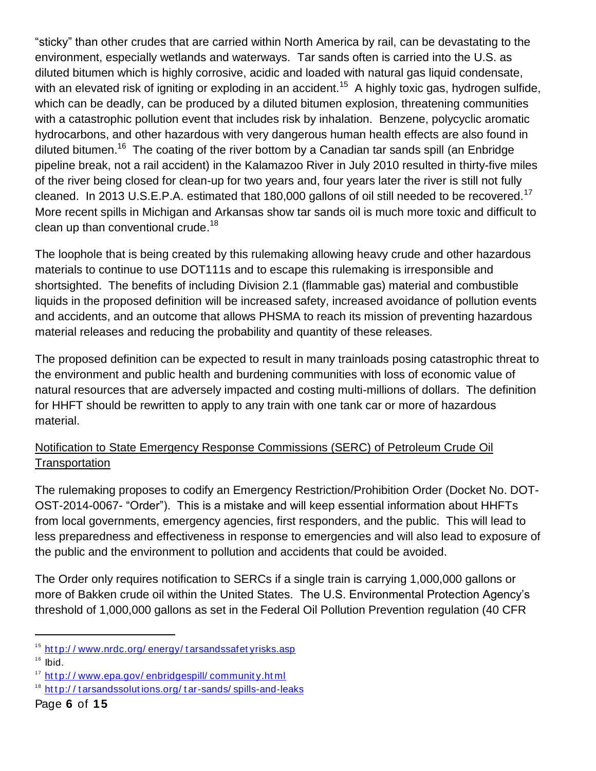"sticky" than other crudes that are carried within North America by rail, can be devastating to the environment, especially wetlands and waterways. Tar sands often is carried into the U.S. as diluted bitumen which is highly corrosive, acidic and loaded with natural gas liquid condensate, with an elevated risk of igniting or exploding in an accident.[15] A highly toxic gas, hydrogen sulfide, which can be deadly, can be produced by a diluted bitumen explosion, threatening communities with a catastrophic pollution event that includes risk by inhalation. Benzene, polycyclic aromatic hydrocarbons, and other hazardous with very dangerous human health effects are also found in diluted bitumen.[16] The coating of the river bottom by a Canadian tar sands spill (an Enbridge pipeline break, not a rail accident) in the Kalamazoo River in July 2010 resulted in thirty-five miles of the river being closed for clean-up for two years and, four years later the river is still not fully cleaned. In 2013 U.S.E.P.A. estimated that 180,000 gallons of oil still needed to be recovered.[17] More recent spills in Michigan and Arkansas show tar sands oil is much more toxic and difficult to clean up than conventional crude.[18]

The loophole that is being created by this rulemaking allowing heavy crude and other hazardous materials to continue to use DOT111s and to escape this rulemaking is irresponsible and shortsighted. The benefits of including Division 2.1 (flammable gas) material and combustible liquids in the proposed definition will be increased safety, increased avoidance of pollution events and accidents, and an outcome that allows PHSMA to reach its mission of preventing hazardous material releases and reducing the probability and quantity of these releases.

The proposed definition can be expected to result in many trainloads posing catastrophic threat to the environment and public health and burdening communities with loss of economic value of natural resources that are adversely impacted and costing multi-millions of dollars. The definition for HHFT should be rewritten to apply to any train with one tank car or more of hazardous material.

<u>Notification to State Emergency Response Commissions (SERC) of Petroleum Crude Oil Transportation</u>

The rulemaking proposes to codify an Emergency Restriction/Prohibition Order (Docket No. DOT-OST-2014-0067- "Order"). This is a mistake and will keep essential information about HHFTs from local governments, emergency agencies, first responders, and the public. This will lead to less preparedness and effectiveness in response to emergencies and will also lead to exposure of the public and the environment to pollution and accidents that could be avoided.

The Order only requires notification to SERCs if a single train is carrying 1,000,000 gallons or more of Bakken crude oil within the United States. The U.S. Environmental Protection Agency's threshold of 1,000,000 gallons as set in the Federal Oil Pollution Prevention regulation (40 CFR

---

[15] http://www.nrdc.org/energy/tarsandssafetyrisks.asp

[16] Ibid.

[17] http://www.epa.gov/enbridgespill/community.html

[18] http://tarsandssolutions.org/tar-sands/spills-and-leaks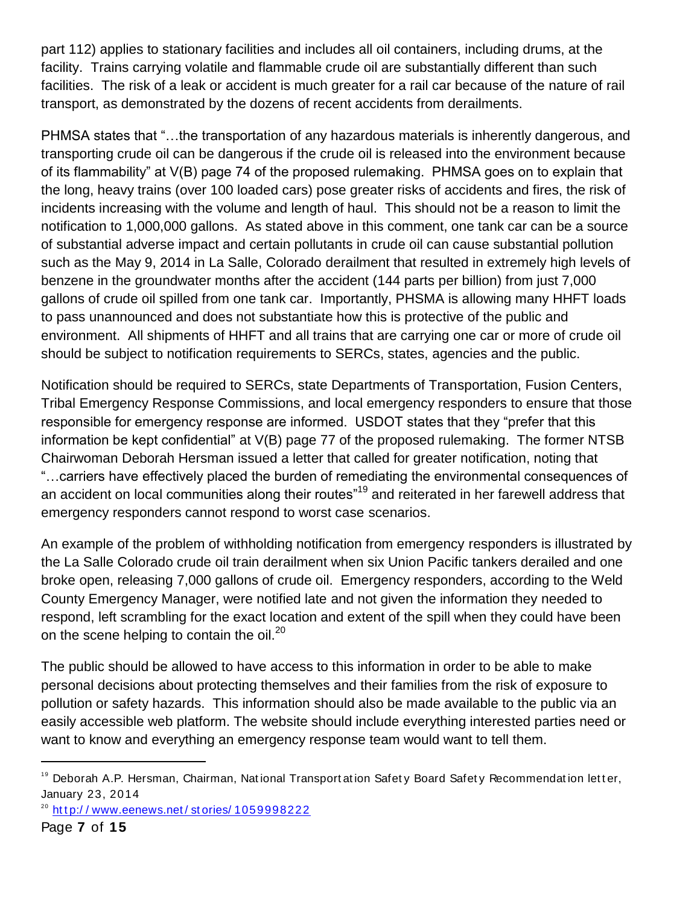part 112) applies to stationary facilities and includes all oil containers, including drums, at the facility. Trains carrying volatile and flammable crude oil are substantially different than such facilities. The risk of a leak or accident is much greater for a rail car because of the nature of rail transport, as demonstrated by the dozens of recent accidents from derailments.

PHMSA states that "…the transportation of any hazardous materials is inherently dangerous, and transporting crude oil can be dangerous if the crude oil is released into the environment because of its flammability" at V(B) page 74 of the proposed rulemaking. PHMSA goes on to explain that the long, heavy trains (over 100 loaded cars) pose greater risks of accidents and fires, the risk of incidents increasing with the volume and length of haul. This should not be a reason to limit the notification to 1,000,000 gallons. As stated above in this comment, one tank car can be a source of substantial adverse impact and certain pollutants in crude oil can cause substantial pollution such as the May 9, 2014 in La Salle, Colorado derailment that resulted in extremely high levels of benzene in the groundwater months after the accident (144 parts per billion) from just 7,000 gallons of crude oil spilled from one tank car. Importantly, PHSMA is allowing many HHFT loads to pass unannounced and does not substantiate how this is protective of the public and environment. All shipments of HHFT and all trains that are carrying one car or more of crude oil should be subject to notification requirements to SERCs, states, agencies and the public.

Notification should be required to SERCs, state Departments of Transportation, Fusion Centers, Tribal Emergency Response Commissions, and local emergency responders to ensure that those responsible for emergency response are informed. USDOT states that they "prefer that this information be kept confidential" at V(B) page 77 of the proposed rulemaking. The former NTSB Chairwoman Deborah Hersman issued a letter that called for greater notification, noting that "…carriers have effectively placed the burden of remediating the environmental consequences of an accident on local communities along their routes"[19] and reiterated in her farewell address that emergency responders cannot respond to worst case scenarios.

An example of the problem of withholding notification from emergency responders is illustrated by the La Salle Colorado crude oil train derailment when six Union Pacific tankers derailed and one broke open, releasing 7,000 gallons of crude oil. Emergency responders, according to the Weld County Emergency Manager, were notified late and not given the information they needed to respond, left scrambling for the exact location and extent of the spill when they could have been on the scene helping to contain the oil.[20]

The public should be allowed to have access to this information in order to be able to make personal decisions about protecting themselves and their families from the risk of exposure to pollution or safety hazards. This information should also be made available to the public via an easily accessible web platform. The website should include everything interested parties need or want to know and everything an emergency response team would want to tell them.

---

[19] Deborah A.P. Hersman, Chairman, National Transportation Safety Board Safety Recommendation letter, January 23, 2014

[20] http://www.eenews.net/stories/1059998222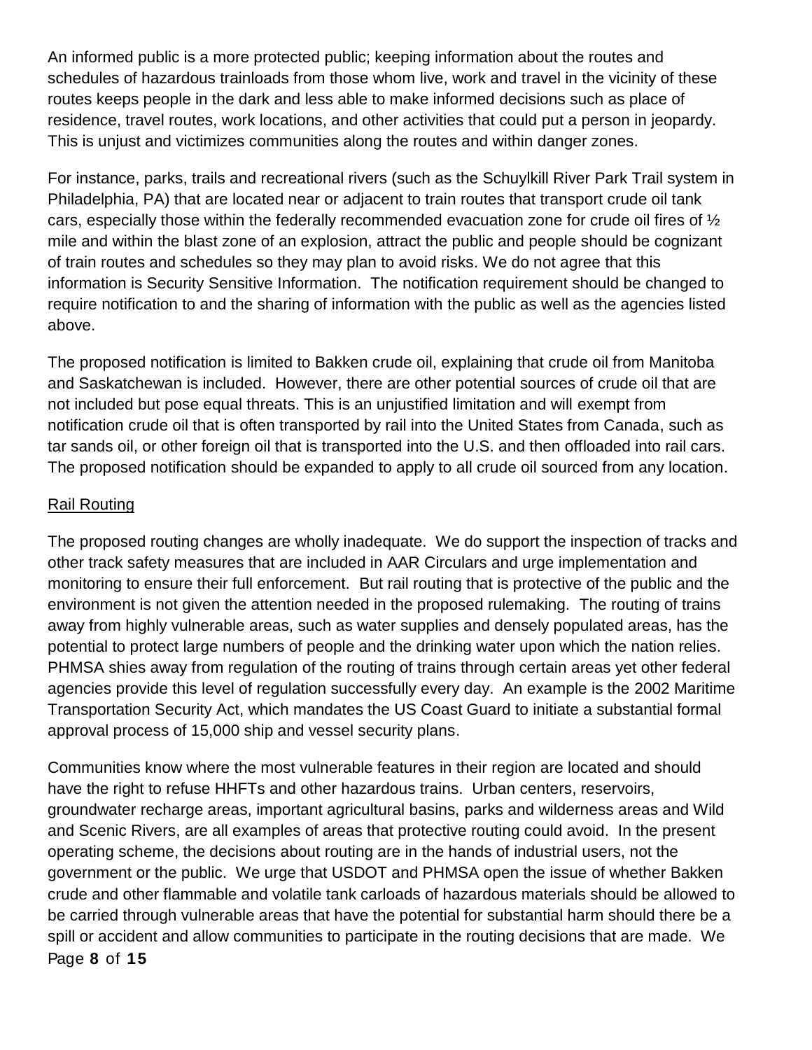An informed public is a more protected public; keeping information about the routes and schedules of hazardous trainloads from those whom live, work and travel in the vicinity of these routes keeps people in the dark and less able to make informed decisions such as place of residence, travel routes, work locations, and other activities that could put a person in jeopardy. This is unjust and victimizes communities along the routes and within danger zones.

For instance, parks, trails and recreational rivers (such as the Schuylkill River Park Trail system in Philadelphia, PA) that are located near or adjacent to train routes that transport crude oil tank cars, especially those within the federally recommended evacuation zone for crude oil fires of ½ mile and within the blast zone of an explosion, attract the public and people should be cognizant of train routes and schedules so they may plan to avoid risks. We do not agree that this information is Security Sensitive Information. The notification requirement should be changed to require notification to and the sharing of information with the public as well as the agencies listed above.

The proposed notification is limited to Bakken crude oil, explaining that crude oil from Manitoba and Saskatchewan is included. However, there are other potential sources of crude oil that are not included but pose equal threats. This is an unjustified limitation and will exempt from notification crude oil that is often transported by rail into the United States from Canada, such as tar sands oil, or other foreign oil that is transported into the U.S. and then offloaded into rail cars. The proposed notification should be expanded to apply to all crude oil sourced from any location.

## Rail Routing

The proposed routing changes are wholly inadequate. We do support the inspection of tracks and other track safety measures that are included in AAR Circulars and urge implementation and monitoring to ensure their full enforcement. But rail routing that is protective of the public and the environment is not given the attention needed in the proposed rulemaking. The routing of trains away from highly vulnerable areas, such as water supplies and densely populated areas, has the potential to protect large numbers of people and the drinking water upon which the nation relies. PHMSA shies away from regulation of the routing of trains through certain areas yet other federal agencies provide this level of regulation successfully every day. An example is the 2002 Maritime Transportation Security Act, which mandates the US Coast Guard to initiate a substantial formal approval process of 15,000 ship and vessel security plans.

Communities know where the most vulnerable features in their region are located and should have the right to refuse HHFTs and other hazardous trains. Urban centers, reservoirs, groundwater recharge areas, important agricultural basins, parks and wilderness areas and Wild and Scenic Rivers, are all examples of areas that protective routing could avoid. In the present operating scheme, the decisions about routing are in the hands of industrial users, not the government or the public. We urge that USDOT and PHMSA open the issue of whether Bakken crude and other flammable and volatile tank carloads of hazardous materials should be allowed to be carried through vulnerable areas that have the potential for substantial harm should there be a spill or accident and allow communities to participate in the routing decisions that are made. We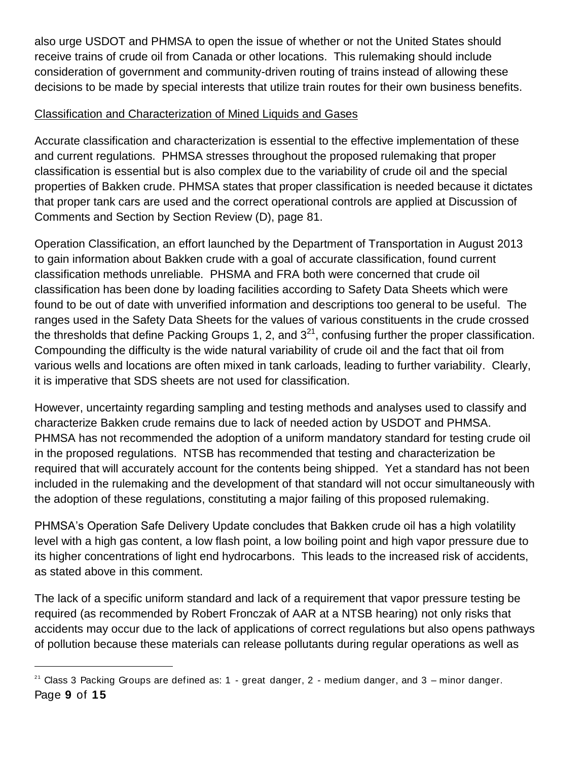also urge USDOT and PHMSA to open the issue of whether or not the United States should receive trains of crude oil from Canada or other locations. This rulemaking should include consideration of government and community-driven routing of trains instead of allowing these decisions to be made by special interests that utilize train routes for their own business benefits.

Classification and Characterization of Mined Liquids and Gases

Accurate classification and characterization is essential to the effective implementation of these and current regulations. PHMSA stresses throughout the proposed rulemaking that proper classification is essential but is also complex due to the variability of crude oil and the special properties of Bakken crude. PHMSA states that proper classification is needed because it dictates that proper tank cars are used and the correct operational controls are applied at Discussion of Comments and Section by Section Review (D), page 81.

Operation Classification, an effort launched by the Department of Transportation in August 2013 to gain information about Bakken crude with a goal of accurate classification, found current classification methods unreliable. PHSMA and FRA both were concerned that crude oil classification has been done by loading facilities according to Safety Data Sheets which were found to be out of date with unverified information and descriptions too general to be useful. The ranges used in the Safety Data Sheets for the values of various constituents in the crude crossed the thresholds that define Packing Groups 1, 2, and 3[21], confusing further the proper classification. Compounding the difficulty is the wide natural variability of crude oil and the fact that oil from various wells and locations are often mixed in tank carloads, leading to further variability. Clearly, it is imperative that SDS sheets are not used for classification.

However, uncertainty regarding sampling and testing methods and analyses used to classify and characterize Bakken crude remains due to lack of needed action by USDOT and PHMSA. PHMSA has not recommended the adoption of a uniform mandatory standard for testing crude oil in the proposed regulations. NTSB has recommended that testing and characterization be required that will accurately account for the contents being shipped. Yet a standard has not been included in the rulemaking and the development of that standard will not occur simultaneously with the adoption of these regulations, constituting a major failing of this proposed rulemaking.

PHMSA's Operation Safe Delivery Update concludes that Bakken crude oil has a high volatility level with a high gas content, a low flash point, a low boiling point and high vapor pressure due to its higher concentrations of light end hydrocarbons. This leads to the increased risk of accidents, as stated above in this comment.

The lack of a specific uniform standard and lack of a requirement that vapor pressure testing be required (as recommended by Robert Fronczak of AAR at a NTSB hearing) not only risks that accidents may occur due to the lack of applications of correct regulations but also opens pathways of pollution because these materials can release pollutants during regular operations as well as

[21] Class 3 Packing Groups are defined as: 1 - great danger, 2 - medium danger, and 3 – minor danger.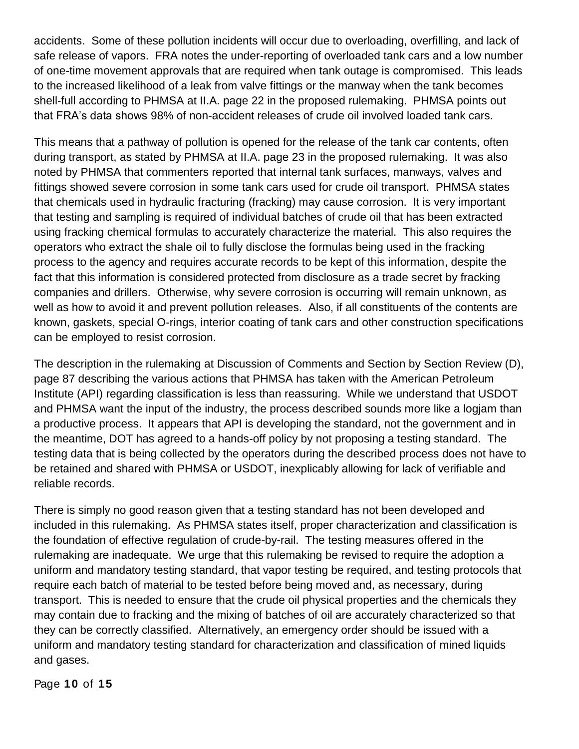accidents. Some of these pollution incidents will occur due to overloading, overfilling, and lack of safe release of vapors. FRA notes the under-reporting of overloaded tank cars and a low number of one-time movement approvals that are required when tank outage is compromised. This leads to the increased likelihood of a leak from valve fittings or the manway when the tank becomes shell-full according to PHMSA at II.A. page 22 in the proposed rulemaking. PHMSA points out that FRA's data shows 98% of non-accident releases of crude oil involved loaded tank cars.

This means that a pathway of pollution is opened for the release of the tank car contents, often during transport, as stated by PHMSA at II.A. page 23 in the proposed rulemaking. It was also noted by PHMSA that commenters reported that internal tank surfaces, manways, valves and fittings showed severe corrosion in some tank cars used for crude oil transport. PHMSA states that chemicals used in hydraulic fracturing (fracking) may cause corrosion. It is very important that testing and sampling is required of individual batches of crude oil that has been extracted using fracking chemical formulas to accurately characterize the material. This also requires the operators who extract the shale oil to fully disclose the formulas being used in the fracking process to the agency and requires accurate records to be kept of this information, despite the fact that this information is considered protected from disclosure as a trade secret by fracking companies and drillers. Otherwise, why severe corrosion is occurring will remain unknown, as well as how to avoid it and prevent pollution releases. Also, if all constituents of the contents are known, gaskets, special O-rings, interior coating of tank cars and other construction specifications can be employed to resist corrosion.

The description in the rulemaking at Discussion of Comments and Section by Section Review (D), page 87 describing the various actions that PHMSA has taken with the American Petroleum Institute (API) regarding classification is less than reassuring. While we understand that USDOT and PHMSA want the input of the industry, the process described sounds more like a logjam than a productive process. It appears that API is developing the standard, not the government and in the meantime, DOT has agreed to a hands-off policy by not proposing a testing standard. The testing data that is being collected by the operators during the described process does not have to be retained and shared with PHMSA or USDOT, inexplicably allowing for lack of verifiable and reliable records.

There is simply no good reason given that a testing standard has not been developed and included in this rulemaking. As PHMSA states itself, proper characterization and classification is the foundation of effective regulation of crude-by-rail. The testing measures offered in the rulemaking are inadequate. We urge that this rulemaking be revised to require the adoption a uniform and mandatory testing standard, that vapor testing be required, and testing protocols that require each batch of material to be tested before being moved and, as necessary, during transport. This is needed to ensure that the crude oil physical properties and the chemicals they may contain due to fracking and the mixing of batches of oil are accurately characterized so that they can be correctly classified. Alternatively, an emergency order should be issued with a uniform and mandatory testing standard for characterization and classification of mined liquids and gases.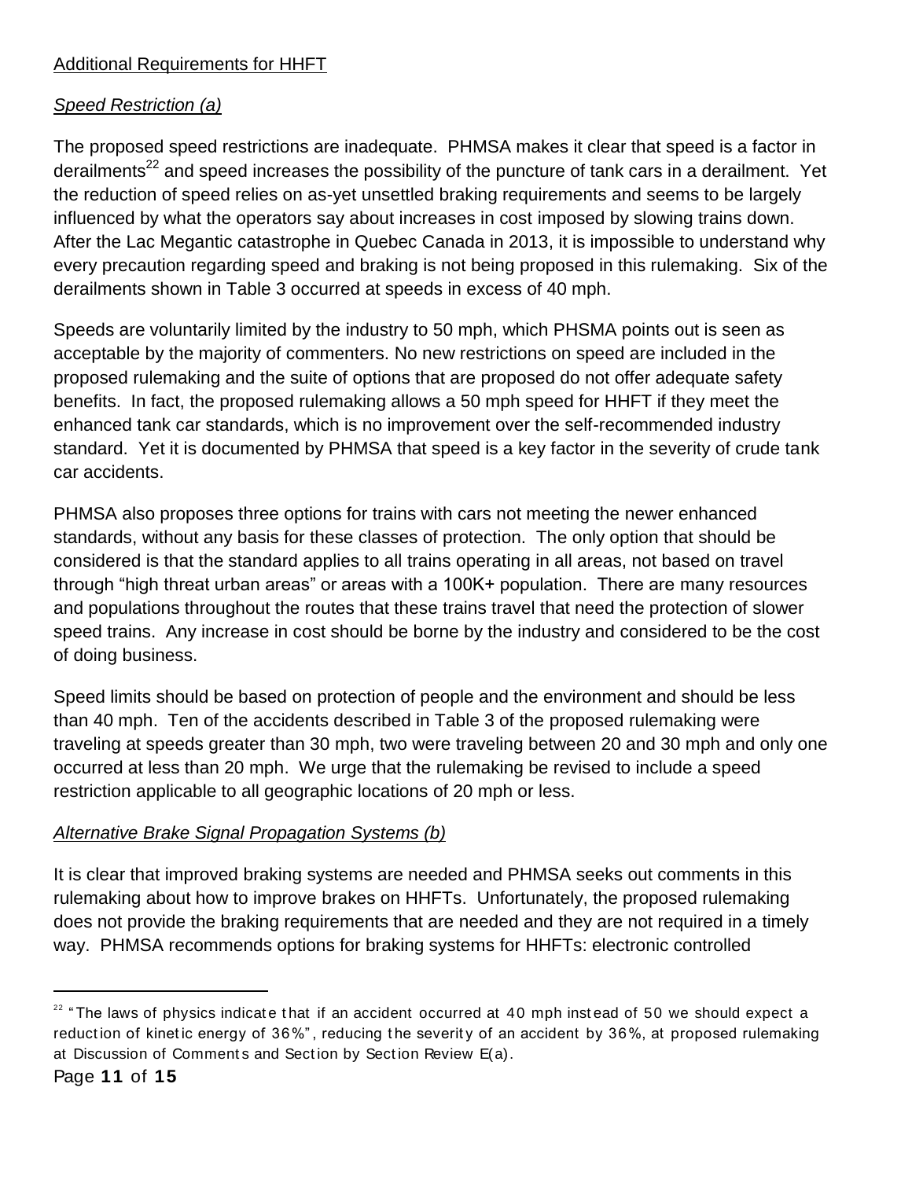Additional Requirements for HHFT

*Speed Restriction (a)*

The proposed speed restrictions are inadequate. PHMSA makes it clear that speed is a factor in derailments[22] and speed increases the possibility of the puncture of tank cars in a derailment. Yet the reduction of speed relies on as-yet unsettled braking requirements and seems to be largely influenced by what the operators say about increases in cost imposed by slowing trains down. After the Lac Megantic catastrophe in Quebec Canada in 2013, it is impossible to understand why every precaution regarding speed and braking is not being proposed in this rulemaking. Six of the derailments shown in Table 3 occurred at speeds in excess of 40 mph.

Speeds are voluntarily limited by the industry to 50 mph, which PHSMA points out is seen as acceptable by the majority of commenters. No new restrictions on speed are included in the proposed rulemaking and the suite of options that are proposed do not offer adequate safety benefits. In fact, the proposed rulemaking allows a 50 mph speed for HHFT if they meet the enhanced tank car standards, which is no improvement over the self-recommended industry standard. Yet it is documented by PHMSA that speed is a key factor in the severity of crude tank car accidents.

PHMSA also proposes three options for trains with cars not meeting the newer enhanced standards, without any basis for these classes of protection. The only option that should be considered is that the standard applies to all trains operating in all areas, not based on travel through "high threat urban areas" or areas with a 100K+ population. There are many resources and populations throughout the routes that these trains travel that need the protection of slower speed trains. Any increase in cost should be borne by the industry and considered to be the cost of doing business.

Speed limits should be based on protection of people and the environment and should be less than 40 mph. Ten of the accidents described in Table 3 of the proposed rulemaking were traveling at speeds greater than 30 mph, two were traveling between 20 and 30 mph and only one occurred at less than 20 mph. We urge that the rulemaking be revised to include a speed restriction applicable to all geographic locations of 20 mph or less.

*Alternative Brake Signal Propagation Systems (b)*

It is clear that improved braking systems are needed and PHMSA seeks out comments in this rulemaking about how to improve brakes on HHFTs. Unfortunately, the proposed rulemaking does not provide the braking requirements that are needed and they are not required in a timely way. PHMSA recommends options for braking systems for HHFTs: electronic controlled

---

[22] "The laws of physics indicate that if an accident occurred at 40 mph instead of 50 we should expect a reduction of kinetic energy of 36%", reducing the severity of an accident by 36%, at proposed rulemaking at Discussion of Comments and Section by Section Review E(a).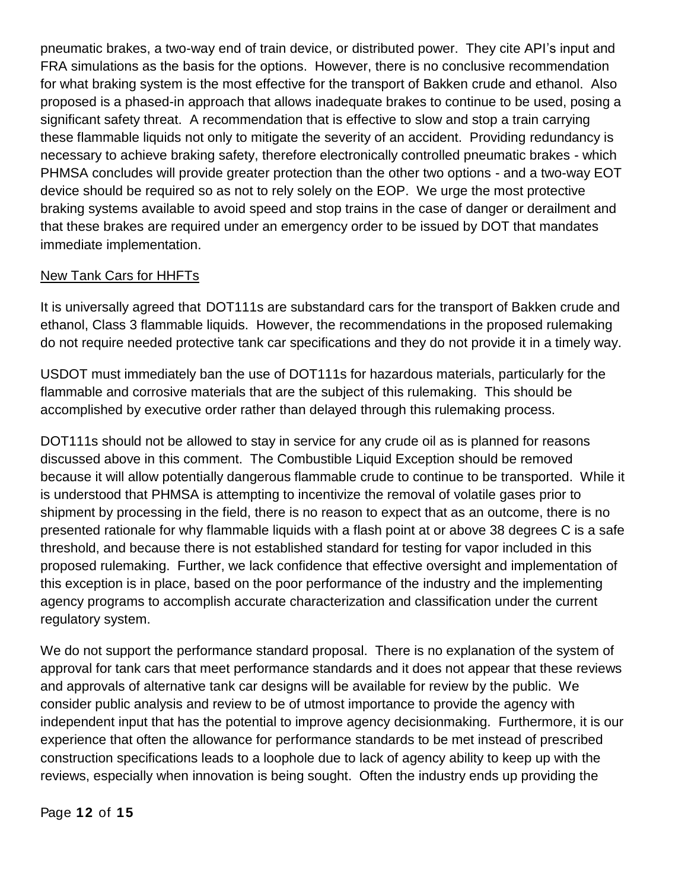pneumatic brakes, a two-way end of train device, or distributed power. They cite API's input and FRA simulations as the basis for the options. However, there is no conclusive recommendation for what braking system is the most effective for the transport of Bakken crude and ethanol. Also proposed is a phased-in approach that allows inadequate brakes to continue to be used, posing a significant safety threat. A recommendation that is effective to slow and stop a train carrying these flammable liquids not only to mitigate the severity of an accident. Providing redundancy is necessary to achieve braking safety, therefore electronically controlled pneumatic brakes - which PHMSA concludes will provide greater protection than the other two options - and a two-way EOT device should be required so as not to rely solely on the EOP. We urge the most protective braking systems available to avoid speed and stop trains in the case of danger or derailment and that these brakes are required under an emergency order to be issued by DOT that mandates immediate implementation.

<u>New Tank Cars for HHFTs</u>

It is universally agreed that DOT111s are substandard cars for the transport of Bakken crude and ethanol, Class 3 flammable liquids. However, the recommendations in the proposed rulemaking do not require needed protective tank car specifications and they do not provide it in a timely way.

USDOT must immediately ban the use of DOT111s for hazardous materials, particularly for the flammable and corrosive materials that are the subject of this rulemaking. This should be accomplished by executive order rather than delayed through this rulemaking process.

DOT111s should not be allowed to stay in service for any crude oil as is planned for reasons discussed above in this comment. The Combustible Liquid Exception should be removed because it will allow potentially dangerous flammable crude to continue to be transported. While it is understood that PHMSA is attempting to incentivize the removal of volatile gases prior to shipment by processing in the field, there is no reason to expect that as an outcome, there is no presented rationale for why flammable liquids with a flash point at or above 38 degrees C is a safe threshold, and because there is not established standard for testing for vapor included in this proposed rulemaking. Further, we lack confidence that effective oversight and implementation of this exception is in place, based on the poor performance of the industry and the implementing agency programs to accomplish accurate characterization and classification under the current regulatory system.

We do not support the performance standard proposal. There is no explanation of the system of approval for tank cars that meet performance standards and it does not appear that these reviews and approvals of alternative tank car designs will be available for review by the public. We consider public analysis and review to be of utmost importance to provide the agency with independent input that has the potential to improve agency decisionmaking. Furthermore, it is our experience that often the allowance for performance standards to be met instead of prescribed construction specifications leads to a loophole due to lack of agency ability to keep up with the reviews, especially when innovation is being sought. Often the industry ends up providing the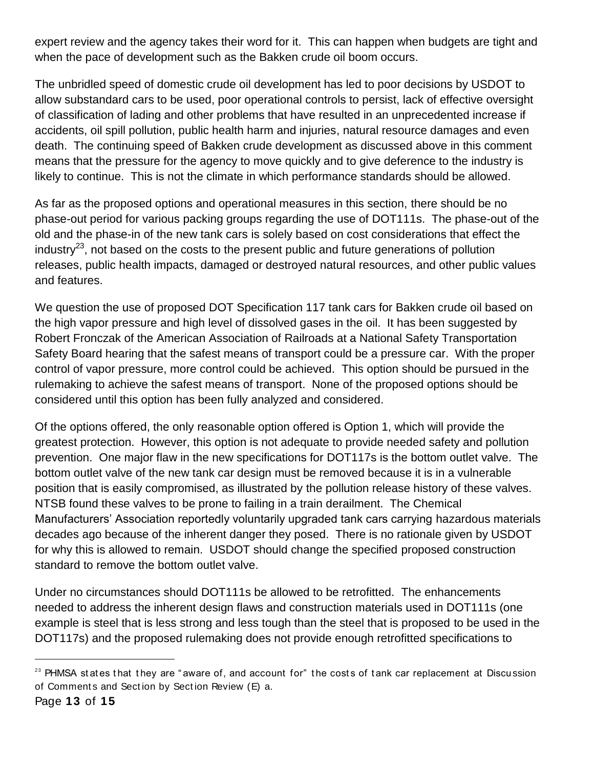expert review and the agency takes their word for it. This can happen when budgets are tight and when the pace of development such as the Bakken crude oil boom occurs.

The unbridled speed of domestic crude oil development has led to poor decisions by USDOT to allow substandard cars to be used, poor operational controls to persist, lack of effective oversight of classification of lading and other problems that have resulted in an unprecedented increase if accidents, oil spill pollution, public health harm and injuries, natural resource damages and even death. The continuing speed of Bakken crude development as discussed above in this comment means that the pressure for the agency to move quickly and to give deference to the industry is likely to continue. This is not the climate in which performance standards should be allowed.

As far as the proposed options and operational measures in this section, there should be no phase-out period for various packing groups regarding the use of DOT111s. The phase-out of the old and the phase-in of the new tank cars is solely based on cost considerations that effect the industry[23], not based on the costs to the present public and future generations of pollution releases, public health impacts, damaged or destroyed natural resources, and other public values and features.

We question the use of proposed DOT Specification 117 tank cars for Bakken crude oil based on the high vapor pressure and high level of dissolved gases in the oil. It has been suggested by Robert Fronczak of the American Association of Railroads at a National Safety Transportation Safety Board hearing that the safest means of transport could be a pressure car. With the proper control of vapor pressure, more control could be achieved. This option should be pursued in the rulemaking to achieve the safest means of transport. None of the proposed options should be considered until this option has been fully analyzed and considered.

Of the options offered, the only reasonable option offered is Option 1, which will provide the greatest protection. However, this option is not adequate to provide needed safety and pollution prevention. One major flaw in the new specifications for DOT117s is the bottom outlet valve. The bottom outlet valve of the new tank car design must be removed because it is in a vulnerable position that is easily compromised, as illustrated by the pollution release history of these valves. NTSB found these valves to be prone to failing in a train derailment. The Chemical Manufacturers' Association reportedly voluntarily upgraded tank cars carrying hazardous materials decades ago because of the inherent danger they posed. There is no rationale given by USDOT for why this is allowed to remain. USDOT should change the specified proposed construction standard to remove the bottom outlet valve.

Under no circumstances should DOT111s be allowed to be retrofitted. The enhancements needed to address the inherent design flaws and construction materials used in DOT111s (one example is steel that is less strong and less tough than the steel that is proposed to be used in the DOT117s) and the proposed rulemaking does not provide enough retrofitted specifications to

---

[23] PHMSA states that they are "aware of, and account for" the costs of tank car replacement at Discussion of Comments and Section by Section Review (E) a.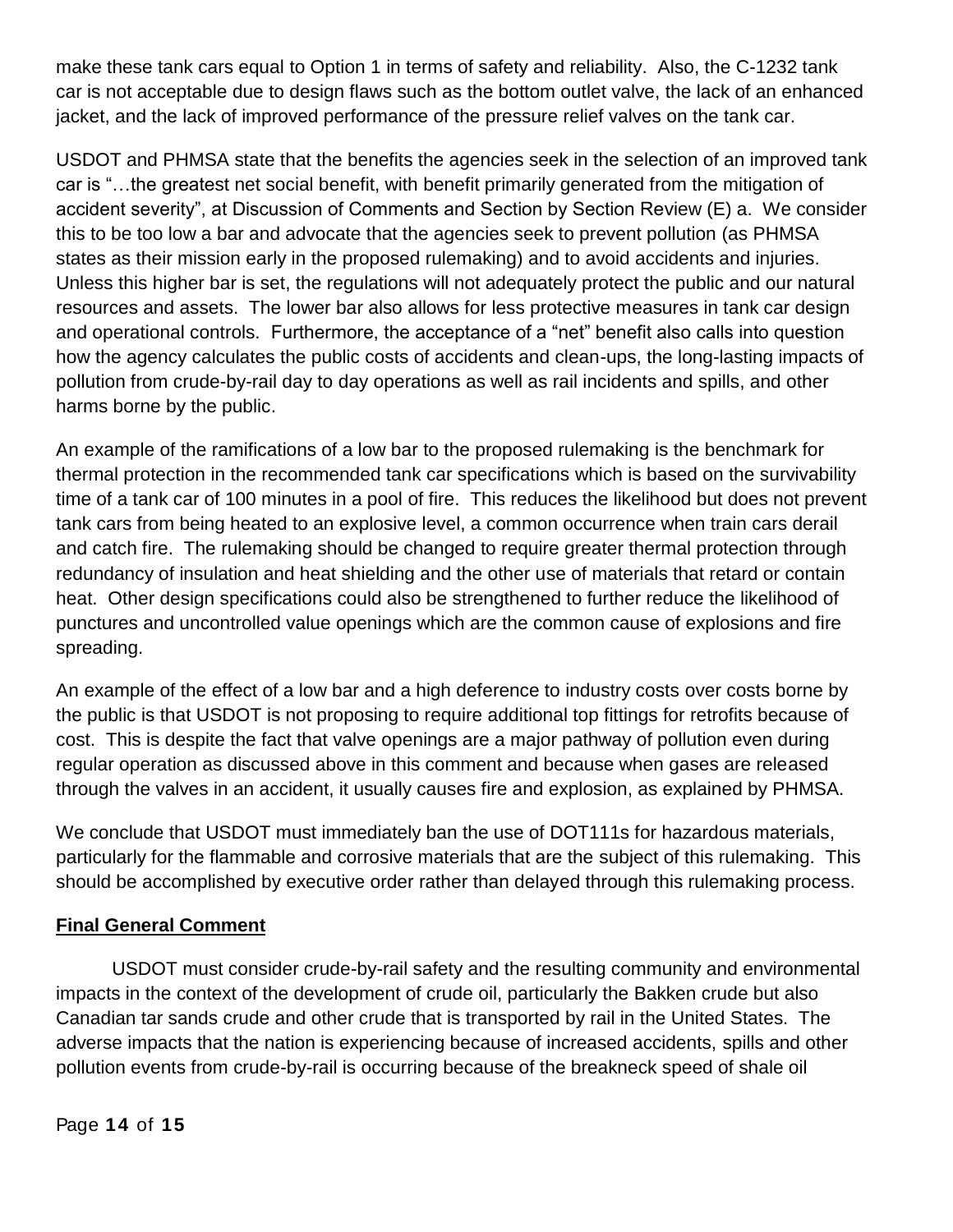make these tank cars equal to Option 1 in terms of safety and reliability. Also, the C-1232 tank car is not acceptable due to design flaws such as the bottom outlet valve, the lack of an enhanced jacket, and the lack of improved performance of the pressure relief valves on the tank car.

USDOT and PHMSA state that the benefits the agencies seek in the selection of an improved tank car is "…the greatest net social benefit, with benefit primarily generated from the mitigation of accident severity", at Discussion of Comments and Section by Section Review (E) a. We consider this to be too low a bar and advocate that the agencies seek to prevent pollution (as PHMSA states as their mission early in the proposed rulemaking) and to avoid accidents and injuries. Unless this higher bar is set, the regulations will not adequately protect the public and our natural resources and assets. The lower bar also allows for less protective measures in tank car design and operational controls. Furthermore, the acceptance of a "net" benefit also calls into question how the agency calculates the public costs of accidents and clean-ups, the long-lasting impacts of pollution from crude-by-rail day to day operations as well as rail incidents and spills, and other harms borne by the public.

An example of the ramifications of a low bar to the proposed rulemaking is the benchmark for thermal protection in the recommended tank car specifications which is based on the survivability time of a tank car of 100 minutes in a pool of fire. This reduces the likelihood but does not prevent tank cars from being heated to an explosive level, a common occurrence when train cars derail and catch fire. The rulemaking should be changed to require greater thermal protection through redundancy of insulation and heat shielding and the other use of materials that retard or contain heat. Other design specifications could also be strengthened to further reduce the likelihood of punctures and uncontrolled value openings which are the common cause of explosions and fire spreading.

An example of the effect of a low bar and a high deference to industry costs over costs borne by the public is that USDOT is not proposing to require additional top fittings for retrofits because of cost. This is despite the fact that valve openings are a major pathway of pollution even during regular operation as discussed above in this comment and because when gases are released through the valves in an accident, it usually causes fire and explosion, as explained by PHMSA.

We conclude that USDOT must immediately ban the use of DOT111s for hazardous materials, particularly for the flammable and corrosive materials that are the subject of this rulemaking. This should be accomplished by executive order rather than delayed through this rulemaking process.

**Final General Comment**

USDOT must consider crude-by-rail safety and the resulting community and environmental impacts in the context of the development of crude oil, particularly the Bakken crude but also Canadian tar sands crude and other crude that is transported by rail in the United States. The adverse impacts that the nation is experiencing because of increased accidents, spills and other pollution events from crude-by-rail is occurring because of the breakneck speed of shale oil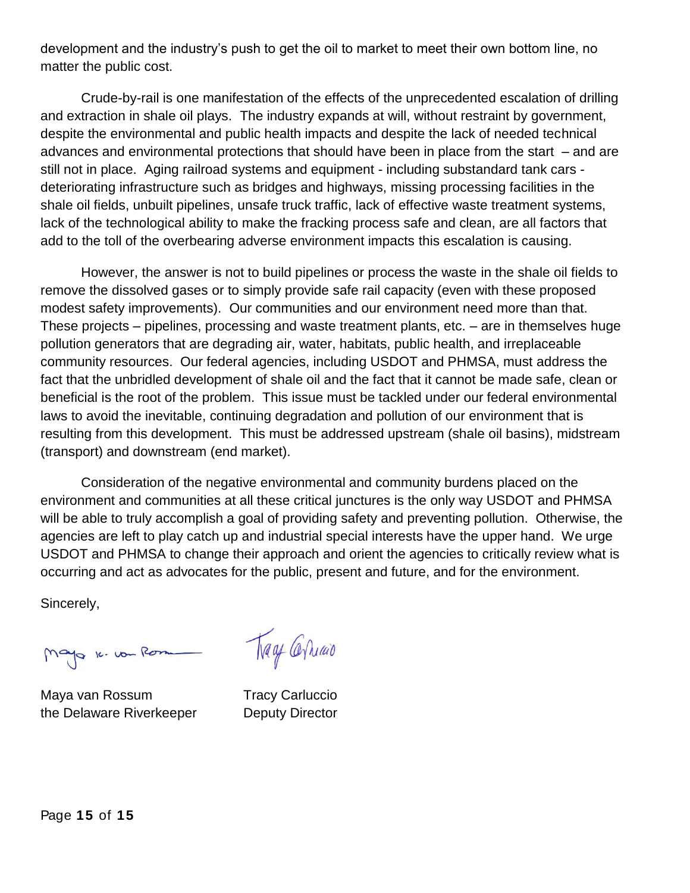development and the industry's push to get the oil to market to meet their own bottom line, no matter the public cost.

Crude-by-rail is one manifestation of the effects of the unprecedented escalation of drilling and extraction in shale oil plays. The industry expands at will, without restraint by government, despite the environmental and public health impacts and despite the lack of needed technical advances and environmental protections that should have been in place from the start – and are still not in place. Aging railroad systems and equipment - including substandard tank cars - deteriorating infrastructure such as bridges and highways, missing processing facilities in the shale oil fields, unbuilt pipelines, unsafe truck traffic, lack of effective waste treatment systems, lack of the technological ability to make the fracking process safe and clean, are all factors that add to the toll of the overbearing adverse environment impacts this escalation is causing.

However, the answer is not to build pipelines or process the waste in the shale oil fields to remove the dissolved gases or to simply provide safe rail capacity (even with these proposed modest safety improvements). Our communities and our environment need more than that. These projects – pipelines, processing and waste treatment plants, etc. – are in themselves huge pollution generators that are degrading air, water, habitats, public health, and irreplaceable community resources. Our federal agencies, including USDOT and PHMSA, must address the fact that the unbridled development of shale oil and the fact that it cannot be made safe, clean or beneficial is the root of the problem. This issue must be tackled under our federal environmental laws to avoid the inevitable, continuing degradation and pollution of our environment that is resulting from this development. This must be addressed upstream (shale oil basins), midstream (transport) and downstream (end market).

Consideration of the negative environmental and community burdens placed on the environment and communities at all these critical junctures is the only way USDOT and PHMSA will be able to truly accomplish a goal of providing safety and preventing pollution. Otherwise, the agencies are left to play catch up and industrial special interests have the upper hand. We urge USDOT and PHMSA to change their approach and orient the agencies to critically review what is occurring and act as advocates for the public, present and future, and for the environment.

Sincerely,

Maya van Rossum
the Delaware Riverkeeper

Tracy Carluccio
Deputy Director